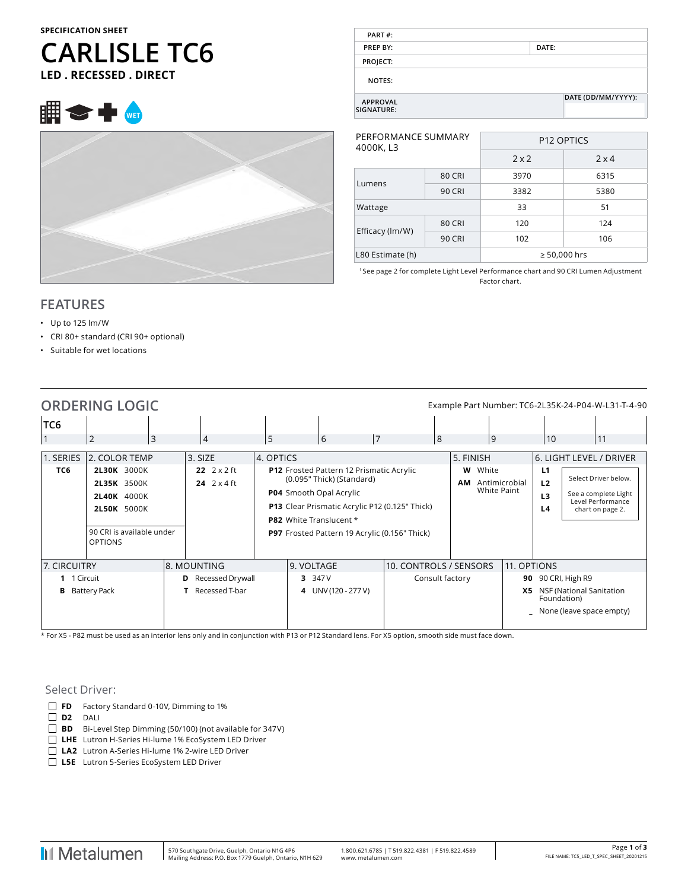SPECIFICATION SHEET

# CARLISLE TC6

**LED . RECESSED . DIRECT**

| | |
|---|---|
| PART #: | |
| PREP BY: | DATE: |
| PROJECT: | |
| NOTES: | |
| APPROVAL SIGNATURE: | DATE (DD/MM/YYYY): |

| PERFORMANCE SUMMARY 4000K, L3 | | P12 OPTICS | |
|---|---|---|---|
| | | 2 x 2 | 2 x 4 |
| Lumens | 80 CRI | 3970 | 6315 |
| | 90 CRI | 3382 | 5380 |
| Wattage | | 33 | 51 |
| Efficacy (lm/W) | 80 CRI | 120 | 124 |
| | 90 CRI | 102 | 106 |
| L80 Estimate (h) | | ≥ 50,000 hrs | |

[1] See page 2 for complete Light Level Performance chart and 90 CRI Lumen Adjustment Factor chart.

## FEATURES

- Up to 125 lm/W
- CRI 80+ standard (CRI 90+ optional)
- Suitable for wet locations

## ORDERING LOGIC

Example Part Number: TC6-2L35K-24-P04-W-L31-T-4-90

| 1 | 2 | 3 | 4 | 5 | 6 | 7 | 8 | 9 | 10 | 11 |
|---|---|---|---|---|---|---|---|---|---|---|
| TC6 | | | | | | | | | | |

| 1. SERIES | 2. COLOR TEMP | 3. SIZE | 4. OPTICS | 5. FINISH | 6. LIGHT LEVEL / DRIVER |
|---|---|---|---|---|---|
| **TC6** | **2L30K** 3000K<br>**2L35K** 3500K<br>**2L40K** 4000K<br>**2L50K** 5000K<br><br>90 CRI is available under OPTIONS | **22** 2 x 2 ft<br>**24** 2 x 4 ft | **P12** Frosted Pattern 12 Prismatic Acrylic (0.095" Thick) (Standard)<br>**P04** Smooth Opal Acrylic<br>**P13** Clear Prismatic Acrylic P12 (0.125" Thick)<br>**P82** White Translucent *<br>**P97** Frosted Pattern 19 Acrylic (0.156" Thick) | **W** White<br>**AM** Antimicrobial White Paint | **L1**<br>**L2**<br>**L3**<br>**L4**<br><br>Select Driver below.<br>See a complete Light Level Performance chart on page 2. |

| 7. CIRCUITRY | 8. MOUNTING | 9. VOLTAGE | 10. CONTROLS / SENSORS | 11. OPTIONS |
|---|---|---|---|---|
| **1** 1 Circuit<br>**B** Battery Pack | **D** Recessed Drywall<br>**T** Recessed T-bar | **3** 347 V<br>**4** UNV (120 - 277 V) | Consult factory | **90** 90 CRI, High R9<br>**X5** NSF (National Sanitation Foundation)<br>_ None (leave space empty) |

* For X5 - P82 must be used as an interior lens only and in conjunction with P13 or P12 Standard lens. For X5 option, smooth side must face down.

### Select Driver:

- ☐ **FD** Factory Standard 0-10V, Dimming to 1%
- ☐ **D2** DALI
- ☐ **BD** Bi-Level Step Dimming (50/100) (not available for 347V)
- ☐ **LHE** Lutron H-Series Hi-lume 1% EcoSystem LED Driver
- ☐ **LA2** Lutron A-Series Hi-lume 1% 2-wire LED Driver
- ☐ **L5E** Lutron 5-Series EcoSystem LED Driver

Metalumen

570 Southgate Drive, Guelph, Ontario N1G 4P6
Mailing Address: P.O. Box 1779 Guelph, Ontario, N1H 6Z9

1.800.621.6785 | T 519.822.4381 | F 519.822.4589
www. metalumen.com

FILE NAME: TC5_LED_T_SPEC_SHEET_20201215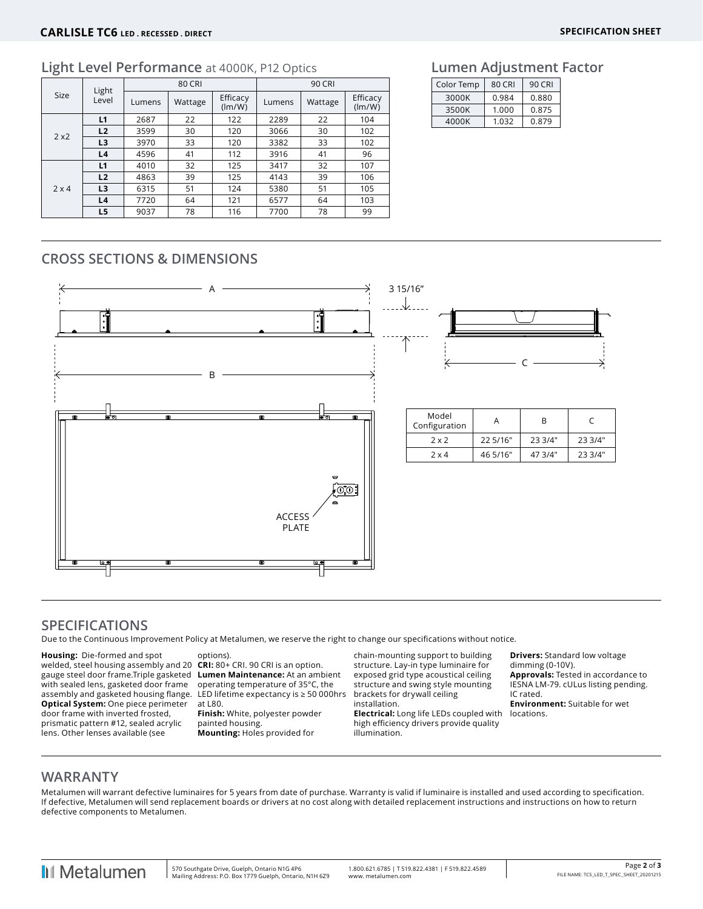## Light Level Performance at 4000K, P12 Optics

| Size | Light Level | 80 CRI | | | 90 CRI | | |
|---|---|---|---|---|---|---|---|
| | | Lumens | Wattage | Efficacy (lm/W) | Lumens | Wattage | Efficacy (lm/W) |
| 2 x2 | **L1** | 2687 | 22 | 122 | 2289 | 22 | 104 |
| | **L2** | 3599 | 30 | 120 | 3066 | 30 | 102 |
| | **L3** | 3970 | 33 | 120 | 3382 | 33 | 102 |
| | **L4** | 4596 | 41 | 112 | 3916 | 41 | 96 |
| 2 x 4 | **L1** | 4010 | 32 | 125 | 3417 | 32 | 107 |
| | **L2** | 4863 | 39 | 125 | 4143 | 39 | 106 |
| | **L3** | 6315 | 51 | 124 | 5380 | 51 | 105 |
| | **L4** | 7720 | 64 | 121 | 6577 | 64 | 103 |
| | **L5** | 9037 | 78 | 116 | 7700 | 78 | 99 |

## Lumen Adjustment Factor

| Color Temp | 80 CRI | 90 CRI |
|---|---|---|
| 3000K | 0.984 | 0.880 |
| 3500K | 1.000 | 0.875 |
| 4000K | 1.032 | 0.879 |

## CROSS SECTIONS & DIMENSIONS

A

B

3 15/16"

C

ACCESS PLATE

| Model Configuration | A | B | C |
|---|---|---|---|
| 2 x 2 | 22 5/16" | 23 3/4" | 23 3/4" |
| 2 x 4 | 46 5/16" | 47 3/4" | 23 3/4" |

## SPECIFICATIONS

Due to the Continuous Improvement Policy at Metalumen, we reserve the right to change our specifications without notice.

**Housing:** Die-formed and spot welded, steel housing assembly and 20 gauge steel door frame.Triple gasketed with sealed lens, gasketed door frame assembly and gasketed housing flange.
**Optical System:** One piece perimeter door frame with inverted frosted, prismatic pattern #12, sealed acrylic lens. Other lenses available (see options).
**CRI:** 80+ CRI. 90 CRI is an option.
**Lumen Maintenance:** At an ambient operating temperature of 35°C, the LED lifetime expectancy is ≥ 50 000hrs at L80.
**Finish:** White, polyester powder painted housing.
**Mounting:** Holes provided for chain-mounting support to building structure. Lay-in type luminaire for exposed grid type acoustical ceiling structure and swing style mounting brackets for drywall ceiling installation.
**Electrical:** Long life LEDs coupled with high efficiency drivers provide quality illumination.
**Drivers:** Standard low voltage dimming (0-10V).
**Approvals:** Tested in accordance to IESNA LM-79. cULus listing pending. IC rated.
**Environment:** Suitable for wet locations.

## WARRANTY

Metalumen will warrant defective luminaires for 5 years from date of purchase. Warranty is valid if luminaire is installed and used according to specification. If defective, Metalumen will send replacement boards or drivers at no cost along with detailed replacement instructions and instructions on how to return defective components to Metalumen.

Metalumen

570 Southgate Drive, Guelph, Ontario N1G 4P6
Mailing Address: P.O. Box 1779 Guelph, Ontario, N1H 6Z9

1.800.621.6785 | T 519.822.4381 | F 519.822.4589
www. metalumen.com

FILE NAME: TC5_LED_T_SPEC_SHEET_20201215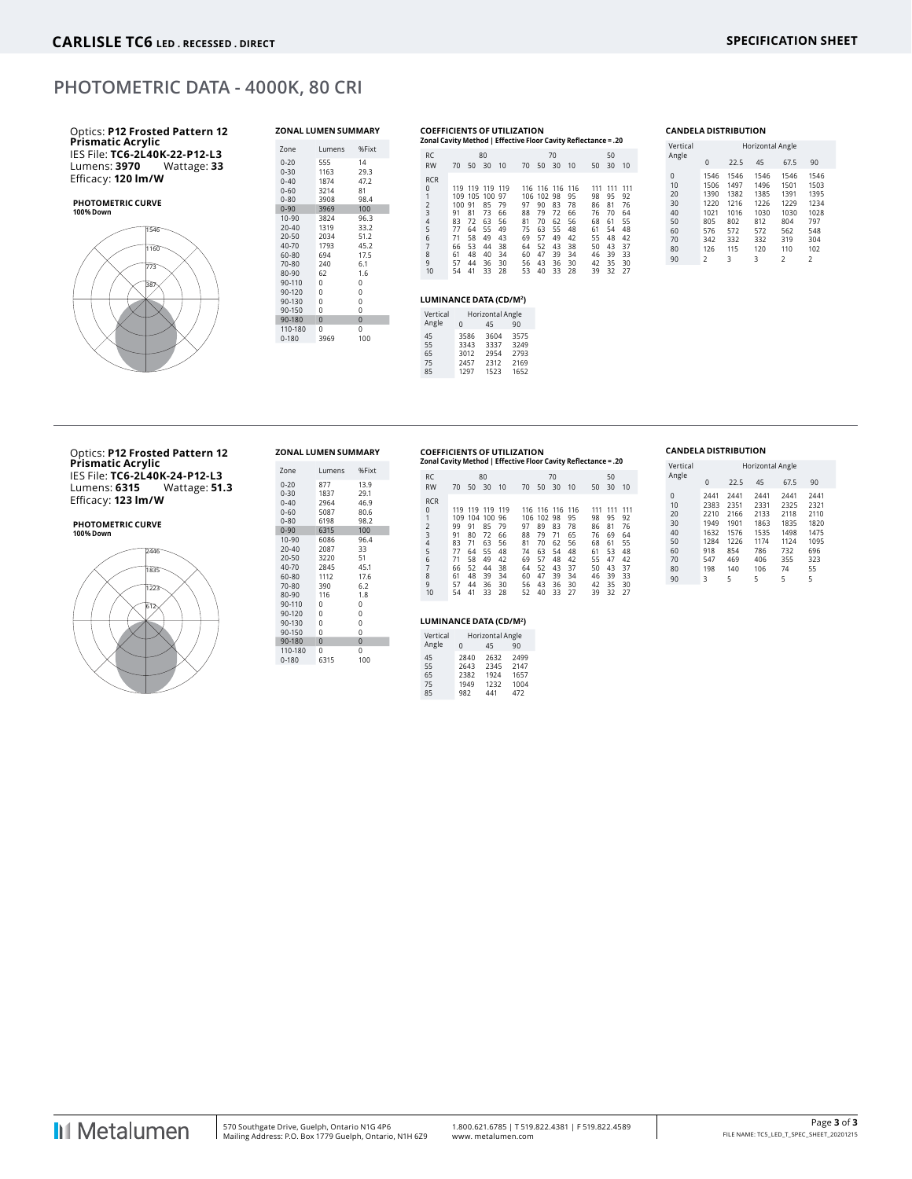# PHOTOMETRIC DATA - 4000K, 80 CRI

Optics: **P12 Frosted Pattern 12 Prismatic Acrylic**
IES File: **TC6-2L40K-22-P12-L3**
Lumens: **3970** Wattage: **33**
Efficacy: **120 lm/W**

**PHOTOMETRIC CURVE**
**100% Down**

1546
1160
773
387

**ZONAL LUMEN SUMMARY**

| Zone | Lumens | %Fixt |
|---|---|---|
| 0-20 | 555 | 14 |
| 0-30 | 1163 | 29.3 |
| 0-40 | 1874 | 47.2 |
| 0-60 | 3214 | 81 |
| 0-80 | 3908 | 98.4 |
| 0-90 | 3969 | 100 |
| 10-90 | 3824 | 96.3 |
| 20-40 | 1319 | 33.2 |
| 20-50 | 2034 | 51.2 |
| 40-70 | 1793 | 45.2 |
| 60-80 | 694 | 17.5 |
| 70-80 | 240 | 6.1 |
| 80-90 | 62 | 1.6 |
| 90-110 | 0 | 0 |
| 90-120 | 0 | 0 |
| 90-130 | 0 | 0 |
| 90-150 | 0 | 0 |
| 90-180 | 0 | 0 |
| 110-180 | 0 | 0 |
| 0-180 | 3969 | 100 |

**COEFFICIENTS OF UTILIZATION**
**Zonal Cavity Method | Effective Floor Cavity Reflectance = .20**

| RC | 80 | | | | 70 | | | | 50 | | |
|---|---|---|---|---|---|---|---|---|---|---|---|
| RW | 70 | 50 | 30 | 10 | 70 | 50 | 30 | 10 | 50 | 30 | 10 |
| RCR | | | | | | | | | | | |
| 0 | 119 | 119 | 119 | 119 | 116 | 116 | 116 | 116 | 111 | 111 | 111 |
| 1 | 109 | 105 | 100 | 97 | 106 | 102 | 98 | 95 | 98 | 95 | 92 |
| 2 | 100 | 91 | 85 | 79 | 97 | 90 | 83 | 78 | 86 | 81 | 76 |
| 3 | 91 | 81 | 73 | 66 | 88 | 79 | 72 | 66 | 76 | 70 | 64 |
| 4 | 83 | 72 | 63 | 56 | 81 | 70 | 62 | 56 | 68 | 61 | 55 |
| 5 | 77 | 64 | 55 | 49 | 75 | 63 | 55 | 48 | 61 | 54 | 48 |
| 6 | 71 | 58 | 49 | 43 | 69 | 57 | 49 | 42 | 55 | 48 | 42 |
| 7 | 66 | 53 | 44 | 38 | 64 | 52 | 43 | 38 | 50 | 43 | 37 |
| 8 | 61 | 48 | 40 | 34 | 60 | 47 | 39 | 34 | 46 | 39 | 33 |
| 9 | 57 | 44 | 36 | 30 | 56 | 43 | 36 | 30 | 42 | 35 | 30 |
| 10 | 54 | 41 | 33 | 28 | 53 | 40 | 33 | 28 | 39 | 32 | 27 |

**LUMINANCE DATA (CD/M²)**

| Vertical Angle | Horizontal Angle 0 | 45 | 90 |
|---|---|---|---|
| 45 | 3586 | 3604 | 3575 |
| 55 | 3343 | 3337 | 3249 |
| 65 | 3012 | 2954 | 2793 |
| 75 | 2457 | 2312 | 2169 |
| 85 | 1297 | 1523 | 1652 |

**CANDELA DISTRIBUTION**

| Vertical Angle | Horizontal Angle 0 | 22.5 | 45 | 67.5 | 90 |
|---|---|---|---|---|---|
| 0 | 1546 | 1546 | 1546 | 1546 | 1546 |
| 10 | 1506 | 1497 | 1496 | 1501 | 1503 |
| 20 | 1390 | 1382 | 1385 | 1391 | 1395 |
| 30 | 1220 | 1216 | 1226 | 1229 | 1234 |
| 40 | 1021 | 1016 | 1030 | 1030 | 1028 |
| 50 | 805 | 802 | 812 | 804 | 797 |
| 60 | 576 | 572 | 572 | 562 | 548 |
| 70 | 342 | 332 | 332 | 319 | 304 |
| 80 | 126 | 115 | 120 | 110 | 102 |
| 90 | 2 | 3 | 3 | 2 | 2 |

---

Optics: **P12 Frosted Pattern 12 Prismatic Acrylic**
IES File: **TC6-2L40K-24-P12-L3**
Lumens: **6315** Wattage: **51.3**
Efficacy: **123 lm/W**

**PHOTOMETRIC CURVE**
**100% Down**

2446
1835
1223
612

**ZONAL LUMEN SUMMARY**

| Zone | Lumens | %Fixt |
|---|---|---|
| 0-20 | 877 | 13.9 |
| 0-30 | 1837 | 29.1 |
| 0-40 | 2964 | 46.9 |
| 0-60 | 5087 | 80.6 |
| 0-80 | 6198 | 98.2 |
| 0-90 | 6315 | 100 |
| 10-90 | 6086 | 96.4 |
| 20-40 | 2087 | 33 |
| 20-50 | 3220 | 51 |
| 40-70 | 2845 | 45.1 |
| 60-80 | 1112 | 17.6 |
| 70-80 | 390 | 6.2 |
| 80-90 | 116 | 1.8 |
| 90-110 | 0 | 0 |
| 90-120 | 0 | 0 |
| 90-130 | 0 | 0 |
| 90-150 | 0 | 0 |
| 90-180 | 0 | 0 |
| 110-180 | 0 | 0 |
| 0-180 | 6315 | 100 |

**COEFFICIENTS OF UTILIZATION**
**Zonal Cavity Method | Effective Floor Cavity Reflectance = .20**

| RC | 80 | | | | 70 | | | | 50 | | |
|---|---|---|---|---|---|---|---|---|---|---|---|
| RW | 70 | 50 | 30 | 10 | 70 | 50 | 30 | 10 | 50 | 30 | 10 |
| RCR | | | | | | | | | | | |
| 0 | 119 | 119 | 119 | 119 | 116 | 116 | 116 | 116 | 111 | 111 | 111 |
| 1 | 109 | 104 | 100 | 96 | 106 | 102 | 98 | 95 | 98 | 95 | 92 |
| 2 | 99 | 91 | 85 | 79 | 97 | 89 | 83 | 78 | 86 | 81 | 76 |
| 3 | 91 | 80 | 72 | 66 | 88 | 79 | 71 | 65 | 76 | 69 | 64 |
| 4 | 83 | 71 | 63 | 56 | 81 | 70 | 62 | 56 | 68 | 61 | 55 |
| 5 | 77 | 64 | 55 | 48 | 74 | 63 | 54 | 48 | 61 | 53 | 48 |
| 6 | 71 | 58 | 49 | 42 | 69 | 57 | 48 | 42 | 55 | 47 | 42 |
| 7 | 66 | 52 | 44 | 38 | 64 | 52 | 43 | 37 | 50 | 43 | 37 |
| 8 | 61 | 48 | 39 | 34 | 60 | 47 | 39 | 34 | 46 | 39 | 33 |
| 9 | 57 | 44 | 36 | 30 | 56 | 43 | 36 | 30 | 42 | 35 | 30 |
| 10 | 54 | 41 | 33 | 28 | 52 | 40 | 33 | 27 | 39 | 32 | 27 |

**LUMINANCE DATA (CD/M²)**

| Vertical Angle | Horizontal Angle 0 | 45 | 90 |
|---|---|---|---|
| 45 | 2840 | 2632 | 2499 |
| 55 | 2643 | 2345 | 2147 |
| 65 | 2382 | 1924 | 1657 |
| 75 | 1949 | 1232 | 1004 |
| 85 | 982 | 441 | 472 |

**CANDELA DISTRIBUTION**

| Vertical Angle | Horizontal Angle 0 | 22.5 | 45 | 67.5 | 90 |
|---|---|---|---|---|---|
| 0 | 2441 | 2441 | 2441 | 2441 | 2441 |
| 10 | 2383 | 2351 | 2331 | 2325 | 2321 |
| 20 | 2210 | 2166 | 2133 | 2118 | 2110 |
| 30 | 1949 | 1901 | 1863 | 1835 | 1820 |
| 40 | 1632 | 1576 | 1535 | 1498 | 1475 |
| 50 | 1284 | 1226 | 1174 | 1124 | 1095 |
| 60 | 918 | 854 | 786 | 732 | 696 |
| 70 | 547 | 469 | 406 | 355 | 323 |
| 80 | 198 | 140 | 106 | 74 | 55 |
| 90 | 3 | 5 | 5 | 5 | 5 |

Metalumen

570 Southgate Drive, Guelph, Ontario N1G 4P6
Mailing Address: P.O. Box 1779 Guelph, Ontario, N1H 6Z9

1.800.621.6785 | T 519.822.4381 | F 519.822.4589
www.metalumen.com

FILE NAME: TC5_LED_T_SPEC_SHEET_20201215